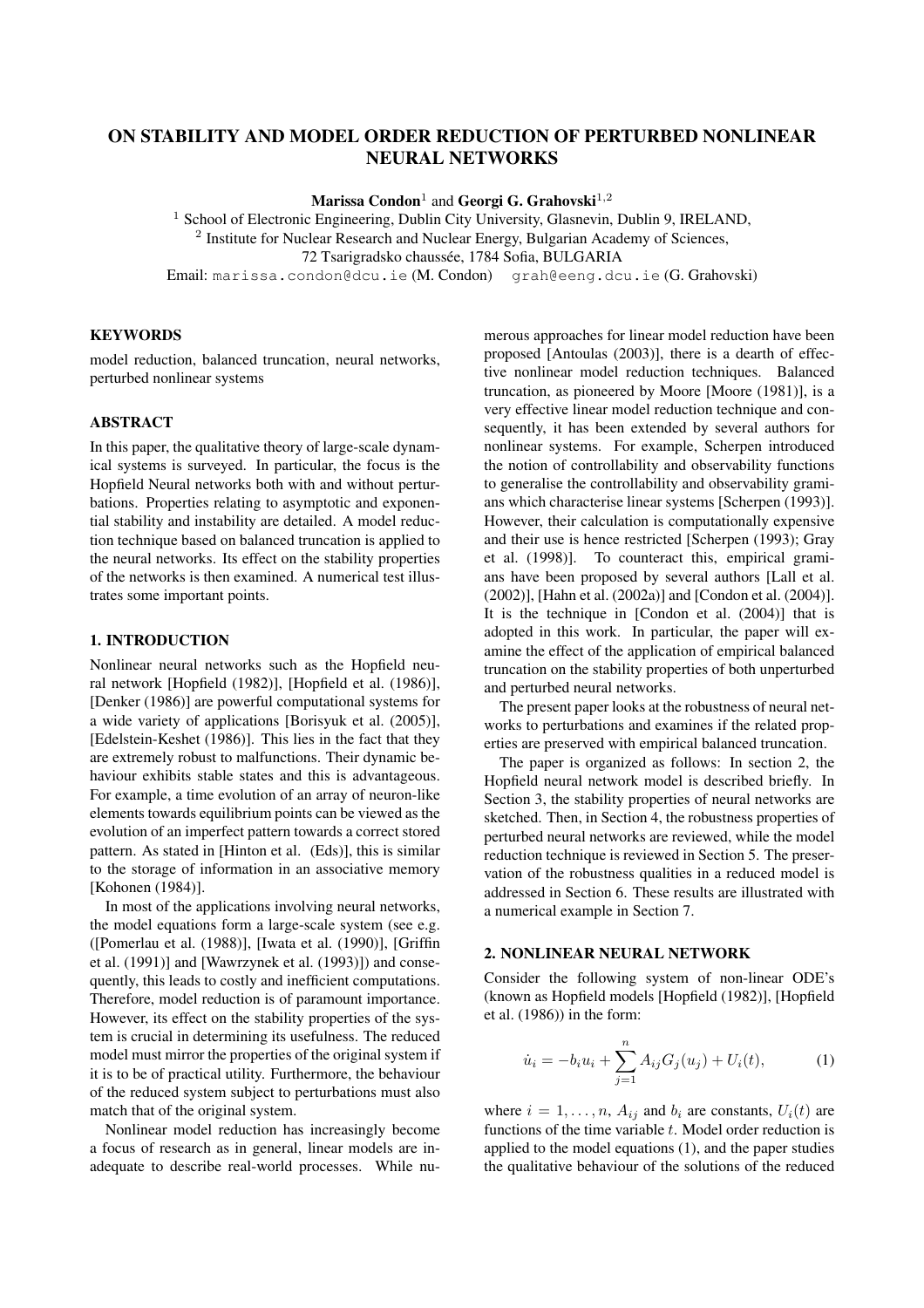# ON STABILITY AND MODEL ORDER REDUCTION OF PERTURBED NONLINEAR NEURAL NETWORKS

**Marissa Condon**[1] and **Georgi G. Grahovski**[1,2]

[1] School of Electronic Engineering, Dublin City University, Glasnevin, Dublin 9, IRELAND,
[2] Institute for Nuclear Research and Nuclear Energy, Bulgarian Academy of Sciences,
72 Tsarigradsko chaussée, 1784 Sofia, BULGARIA
Email: marissa.condon@dcu.ie (M. Condon) grah@eeng.dcu.ie (G. Grahovski)

## KEYWORDS

model reduction, balanced truncation, neural networks, perturbed nonlinear systems

## ABSTRACT

In this paper, the qualitative theory of large-scale dynamical systems is surveyed. In particular, the focus is the Hopfield Neural networks both with and without perturbations. Properties relating to asymptotic and exponential stability and instability are detailed. A model reduction technique based on balanced truncation is applied to the neural networks. Its effect on the stability properties of the networks is then examined. A numerical test illustrates some important points.

## 1. INTRODUCTION

Nonlinear neural networks such as the Hopfield neural network [Hopfield (1982)], [Hopfield et al. (1986)], [Denker (1986)] are powerful computational systems for a wide variety of applications [Borisyuk et al. (2005)], [Edelstein-Keshet (1986)]. This lies in the fact that they are extremely robust to malfunctions. Their dynamic behaviour exhibits stable states and this is advantageous. For example, a time evolution of an array of neuron-like elements towards equilibrium points can be viewed as the evolution of an imperfect pattern towards a correct stored pattern. As stated in [Hinton et al. (Eds)], this is similar to the storage of information in an associative memory [Kohonen (1984)].

In most of the applications involving neural networks, the model equations form a large-scale system (see e.g. ([Pomerlau et al. (1988)], [Iwata et al. (1990)], [Griffin et al. (1991)] and [Wawrzynek et al. (1993)]) and consequently, this leads to costly and inefficient computations. Therefore, model reduction is of paramount importance. However, its effect on the stability properties of the system is crucial in determining its usefulness. The reduced model must mirror the properties of the original system if it is to be of practical utility. Furthermore, the behaviour of the reduced system subject to perturbations must also match that of the original system.

Nonlinear model reduction has increasingly become a focus of research as in general, linear models are inadequate to describe real-world processes. While numerous approaches for linear model reduction have been proposed [Antoulas (2003)], there is a dearth of effective nonlinear model reduction techniques. Balanced truncation, as pioneered by Moore [Moore (1981)], is a very effective linear model reduction technique and consequently, it has been extended by several authors for nonlinear systems. For example, Scherpen introduced the notion of controllability and observability functions to generalise the controllability and observability gramians which characterise linear systems [Scherpen (1993)]. However, their calculation is computationally expensive and their use is hence restricted [Scherpen (1993); Gray et al. (1998)]. To counteract this, empirical gramians have been proposed by several authors [Lall et al. (2002)], [Hahn et al. (2002a)] and [Condon et al. (2004)]. It is the technique in [Condon et al. (2004)] that is adopted in this work. In particular, the paper will examine the effect of the application of empirical balanced truncation on the stability properties of both unperturbed and perturbed neural networks.

The present paper looks at the robustness of neural networks to perturbations and examines if the related properties are preserved with empirical balanced truncation.

The paper is organized as follows: In section 2, the Hopfield neural network model is described briefly. In Section 3, the stability properties of neural networks are sketched. Then, in Section 4, the robustness properties of perturbed neural networks are reviewed, while the model reduction technique is reviewed in Section 5. The preservation of the robustness qualities in a reduced model is addressed in Section 6. These results are illustrated with a numerical example in Section 7.

## 2. NONLINEAR NEURAL NETWORK

Consider the following system of non-linear ODE's (known as Hopfield models [Hopfield (1982)], [Hopfield et al. (1986)) in the form:

$$\dot{u}_i = -b_i u_i + \sum_{j=1}^{n} A_{ij} G_j(u_j) + U_i(t), \tag{1}$$

where $i = 1, \ldots, n$, $A_{ij}$ and $b_i$ are constants, $U_i(t)$ are functions of the time variable $t$. Model order reduction is applied to the model equations (1), and the paper studies the qualitative behaviour of the solutions of the reduced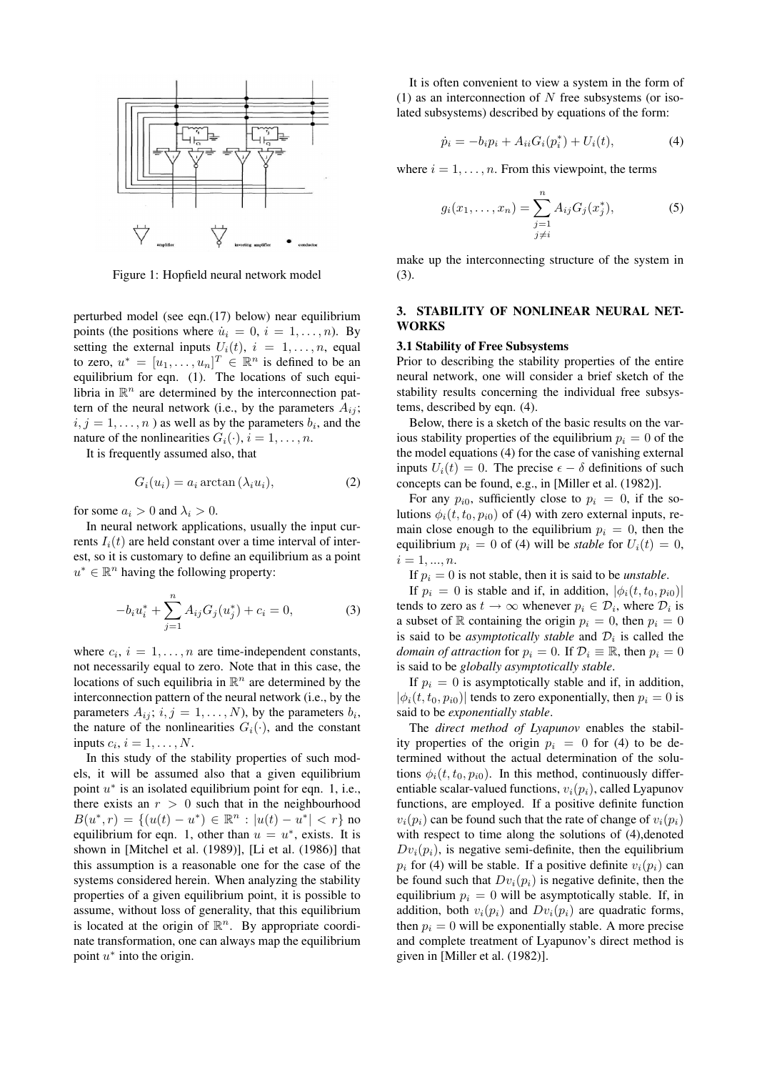Figure 1: Hopfield neural network model

perturbed model (see eqn.(17) below) near equilibrium points (the positions where $\dot{u}_i = 0$, $i = 1, \ldots, n$). By setting the external inputs $U_i(t)$, $i = 1, \ldots, n$, equal to zero, $u^* = [u_1, \ldots, u_n]^T \in \mathbb{R}^n$ is defined to be an equilibrium for eqn. (1). The locations of such equilibria in $\mathbb{R}^n$ are determined by the interconnection pattern of the neural network (i.e., by the parameters $A_{ij}$; $i, j = 1, \ldots, n$ ) as well as by the parameters $b_i$, and the nature of the nonlinearities $G_i(\cdot)$, $i = 1, \ldots, n$.

It is frequently assumed also, that

$$G_i(u_i) = a_i \arctan(\lambda_i u_i), \tag{2}$$

for some $a_i > 0$ and $\lambda_i > 0$.

In neural network applications, usually the input currents $I_i(t)$ are held constant over a time interval of interest, so it is customary to define an equilibrium as a point $u^* \in \mathbb{R}^n$ having the following property:

$$-b_i u_i^* + \sum_{j=1}^{n} A_{ij} G_j(u_j^*) + c_i = 0, \tag{3}$$

where $c_i$, $i = 1, \ldots, n$ are time-independent constants, not necessarily equal to zero. Note that in this case, the locations of such equilibria in $\mathbb{R}^n$ are determined by the interconnection pattern of the neural network (i.e., by the parameters $A_{ij}$; $i, j = 1, \ldots, N$), by the parameters $b_i$, the nature of the nonlinearities $G_i(\cdot)$, and the constant inputs $c_i$, $i = 1, \ldots, N$.

In this study of the stability properties of such models, it will be assumed also that a given equilibrium point $u^*$ is an isolated equilibrium point for eqn. 1, i.e., there exists an $r > 0$ such that in the neighbourhood $B(u^*, r) = \{(u(t) - u^*) \in \mathbb{R}^n : |u(t) - u^*| < r\}$ no equilibrium for eqn. 1, other than $u = u^*$, exists. It is shown in [Mitchel et al. (1989)], [Li et al. (1986)] that this assumption is a reasonable one for the case of the systems considered herein. When analyzing the stability properties of a given equilibrium point, it is possible to assume, without loss of generality, that this equilibrium is located at the origin of $\mathbb{R}^n$. By appropriate coordinate transformation, one can always map the equilibrium point $u^*$ into the origin.

It is often convenient to view a system in the form of (1) as an interconnection of $N$ free subsystems (or isolated subsystems) described by equations of the form:

$$\dot{p}_i = -b_i p_i + A_{ii} G_i(p_i^*) + U_i(t), \tag{4}$$

where $i = 1, \ldots, n$. From this viewpoint, the terms

$$g_i(x_1, \ldots, x_n) = \sum_{\substack{j=1 \\ j \neq i}}^{n} A_{ij} G_j(x_j^*), \tag{5}$$

make up the interconnecting structure of the system in (3).

## 3. STABILITY OF NONLINEAR NEURAL NETWORKS

### 3.1 Stability of Free Subsystems

Prior to describing the stability properties of the entire neural network, one will consider a brief sketch of the stability results concerning the individual free subsystems, described by eqn. (4).

Below, there is a sketch of the basic results on the various stability properties of the equilibrium $p_i = 0$ of the the model equations (4) for the case of vanishing external inputs $U_i(t) = 0$. The precise $\epsilon - \delta$ definitions of such concepts can be found, e.g., in [Miller et al. (1982)].

For any $p_{i0}$, sufficiently close to $p_i = 0$, if the solutions $\phi_i(t, t_0, p_{i0})$ of (4) with zero external inputs, remain close enough to the equilibrium $p_i = 0$, then the equilibrium $p_i = 0$ of (4) will be *stable* for $U_i(t) = 0$, $i = 1, ..., n$.

If $p_i = 0$ is not stable, then it is said to be *unstable*.

If $p_i = 0$ is stable and if, in addition, $|\phi_i(t, t_0, p_{i0})|$ tends to zero as $t \to \infty$ whenever $p_i \in \mathcal{D}_i$, where $\mathcal{D}_i$ is a subset of $\mathbb{R}$ containing the origin $p_i = 0$, then $p_i = 0$ is said to be *asymptotically stable* and $\mathcal{D}_i$ is called the *domain of attraction* for $p_i = 0$. If $\mathcal{D}_i \equiv \mathbb{R}$, then $p_i = 0$ is said to be *globally asymptotically stable*.

If $p_i = 0$ is asymptotically stable and if, in addition, $|\phi_i(t, t_0, p_{i0})|$ tends to zero exponentially, then $p_i = 0$ is said to be *exponentially stable*.

The *direct method of Lyapunov* enables the stability properties of the origin $p_i = 0$ for (4) to be determined without the actual determination of the solutions $\phi_i(t, t_0, p_{i0})$. In this method, continuously differentiable scalar-valued functions, $v_i(p_i)$, called Lyapunov functions, are employed. If a positive definite function $v_i(p_i)$ can be found such that the rate of change of $v_i(p_i)$ with respect to time along the solutions of (4),denoted $Dv_i(p_i)$, is negative semi-definite, then the equilibrium $p_i$ for (4) will be stable. If a positive definite $v_i(p_i)$ can be found such that $Dv_i(p_i)$ is negative definite, then the equilibrium $p_i = 0$ will be asymptotically stable. If, in addition, both $v_i(p_i)$ and $Dv_i(p_i)$ are quadratic forms, then $p_i = 0$ will be exponentially stable. A more precise and complete treatment of Lyapunov's direct method is given in [Miller et al. (1982)].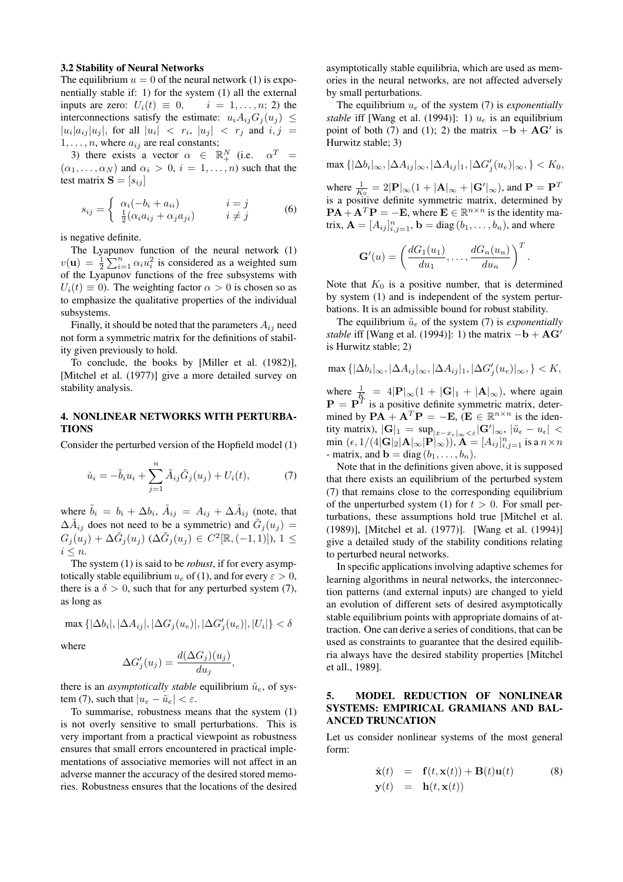### 3.2 Stability of Neural Networks

The equilibrium $u = 0$ of the neural network (1) is exponentially stable if: 1) for the system (1) all the external inputs are zero: $U_i(t) \equiv 0, \quad i = 1, \ldots, n$; 2) the interconnections satisfy the estimate: $u_i A_{ij} G_j(u_j) \leq |u_i a_{ij} | u_j|$, for all $|u_i| < r_i$, $|u_j| < r_j$ and $i, j = 1, \ldots, n$, where $a_{ij}$ are real constants;

3) there exists a vector $\alpha \in \mathbb{R}_+^N$ (i.e. $\alpha^T = (\alpha_1, \ldots, \alpha_N)$ and $\alpha_i > 0$, $i = 1, \ldots, n$) such that the test matrix $\mathbf{S} = [s_{ij}]$

$$s_{ij} = \begin{cases} \alpha_i(-b_i + a_{ii}) & i = j \\ \frac{1}{2}(\alpha_i a_{ij} + \alpha_j a_{ji}) & i \neq j \end{cases} \tag{6}$$

is negative definite.

The Lyapunov function of the neural network (1) $v(\mathbf{u}) = \frac{1}{2}\sum_{i=1}^{n} \alpha_i u_i^2$ is considered as a weighted sum of the Lyapunov functions of the free subsystems with $U_i(t) \equiv 0$). The weighting factor $\alpha > 0$ is chosen so as to emphasize the qualitative properties of the individual subsystems.

Finally, it should be noted that the parameters $A_{ij}$ need not form a symmetric matrix for the definitions of stability given previously to hold.

To conclude, the books by [Miller et al. (1982)], [Mitchel et al. (1977)] give a more detailed survey on stability analysis.

## 4. NONLINEAR NETWORKS WITH PERTURBATIONS

Consider the perturbed version of the Hopfield model (1)

$$\dot{u}_i = -\tilde{b}_i u_i + \sum_{j=1}^{n} \tilde{A}_{ij} \tilde{G}_j(u_j) + U_i(t), \tag{7}$$

where $\tilde{b}_i = b_i + \Delta b_i$, $\tilde{A}_{ij} = A_{ij} + \Delta \tilde{A}_{ij}$ (note, that $\Delta \tilde{A}_{ij}$ does not need to be a symmetric) and $\tilde{G}_j(u_j) = G_j(u_j) + \Delta \tilde{G}_j(u_j)$ ($\Delta \tilde{G}_j(u_j) \in C^2[\mathbb{R}, (-1, 1)]$), $1 \leq i \leq n$.

The system (1) is said to be *robust*, if for every asymptotically stable equilibrium $u_e$ of (1), and for every $\varepsilon > 0$, there is a $\delta > 0$, such that for any perturbed system (7), as long as

$$\max\{|\Delta b_i|, |\Delta A_{ij}|, |\Delta G_j(u_e)|, |\Delta G'_j(u_e)|, |U_i|\} < \delta$$

where

$$\Delta G'_j(u_j) = \frac{d(\Delta G_j)(u_j)}{du_j},$$

there is an *asymptotically stable* equilibrium $\tilde{u}_e$, of system (7), such that $|u_e - \tilde{u}_e| < \varepsilon$.

To summarise, robustness means that the system (1) is not overly sensitive to small perturbations. This is very important from a practical viewpoint as robustness ensures that small errors encountered in practical implementations of associative memories will not affect in an adverse manner the accuracy of the desired stored memories. Robustness ensures that the locations of the desired asymptotically stable equilibria, which are used as memories in the neural networks, are not affected adversely by small perturbations.

The equilibrium $u_e$ of the system (7) is *exponentially stable* iff [Wang et al. (1994)]: 1) $u_e$ is an equilibrium point of both (7) and (1); 2) the matrix $-\mathbf{b} + \mathbf{A}\mathbf{G}'$ is Hurwitz stable; 3)

$$\max\{|\Delta b_i|_\infty, |\Delta A_{ij}|_\infty, |\Delta A_{ij}|_1, |\Delta G'_j(u_e)|_\infty, \} < K_0,$$

where $\frac{1}{K_0} = 2|\mathbf{P}|_\infty(1 + |\mathbf{A}|_\infty + |\mathbf{G}'|_\infty)$, and $\mathbf{P} = \mathbf{P}^T$ is a positive definite symmetric matrix, determined by $\mathbf{P}\mathbf{A} + \mathbf{A}^T\mathbf{P} = -\mathbf{E}$, where $\mathbf{E} \in \mathbb{R}^{n \times n}$ is the identity matrix, $\mathbf{A} = [A_{ij}]_{i,j=1}^n$, $\mathbf{b} = \text{diag}\,(b_1, \ldots, b_n)$, and where

$$\mathbf{G}'(u) = \left(\frac{dG_1(u_1)}{du_1}, \ldots, \frac{dG_n(u_n)}{du_n}\right)^T.$$

Note that $K_0$ is a positive number, that is determined by system (1) and is independent of the system perturbations. It is an admissible bound for robust stability.

The equilibrium $\tilde{u}_e$ of the system (7) is *exponentially stable* iff [Wang et al. (1994)]: 1) the matrix $-\mathbf{b} + \mathbf{A}\mathbf{G}'$ is Hurwitz stable; 2)

$$\max\{|\Delta b_i|_\infty, |\Delta A_{ij}|_\infty, |\Delta A_{ij}|_1, |\Delta G'_j(u_e)|_\infty, \} < K,$$

where $\frac{1}{K} = 4|\mathbf{P}|_\infty(1 + |\mathbf{G}|_1 + |\mathbf{A}|_\infty)$, where again $\mathbf{P} = \mathbf{P}^T$ is a positive definite symmetric matrix, determined by $\mathbf{P}\mathbf{A} + \mathbf{A}^T\mathbf{P} = -\mathbf{E}$, ($\mathbf{E} \in \mathbb{R}^{n \times n}$ is the identity matrix), $|\mathbf{G}|_1 = \sup_{|x - x_e|_\infty < \varepsilon} |\mathbf{G}'|_\infty$, $|\tilde{u}_\epsilon - u_\epsilon| < \min(\epsilon, 1/(4|\mathbf{G}|_2|\mathbf{A}|_\infty|\mathbf{P}|_\infty))$, $\mathbf{A} = [A_{ij}]_{i,j=1}^n$ is a $n \times n$ - matrix, and $\mathbf{b} = \text{diag}\,(b_1, \ldots, b_n)$.

Note that in the definitions given above, it is supposed that there exists an equilibrium of the perturbed system (7) that remains close to the corresponding equilibrium of the unperturbed system (1) for $t > 0$. For small perturbations, these assumptions hold true [Mitchel et al. (1989)], [Mitchel et al. (1977)]. [Wang et al. (1994)] give a detailed study of the stability conditions relating to perturbed neural networks.

In specific applications involving adaptive schemes for learning algorithms in neural networks, the interconnection patterns (and external inputs) are changed to yield an evolution of different sets of desired asymptotically stable equilibrium points with appropriate domains of attraction. One can derive a series of conditions, that can be used as constraints to guarantee that the desired equilibria always have the desired stability properties [Mitchel et all., 1989].

## 5. MODEL REDUCTION OF NONLINEAR SYSTEMS: EMPIRICAL GRAMIANS AND BALANCED TRUNCATION

Let us consider nonlinear systems of the most general form:

$$\begin{aligned} \dot{\mathbf{x}}(t) &= \mathbf{f}(t, \mathbf{x}(t)) + \mathbf{B}(t)\mathbf{u}(t) \\ \mathbf{y}(t) &= \mathbf{h}(t, \mathbf{x}(t)) \end{aligned} \tag{8}$$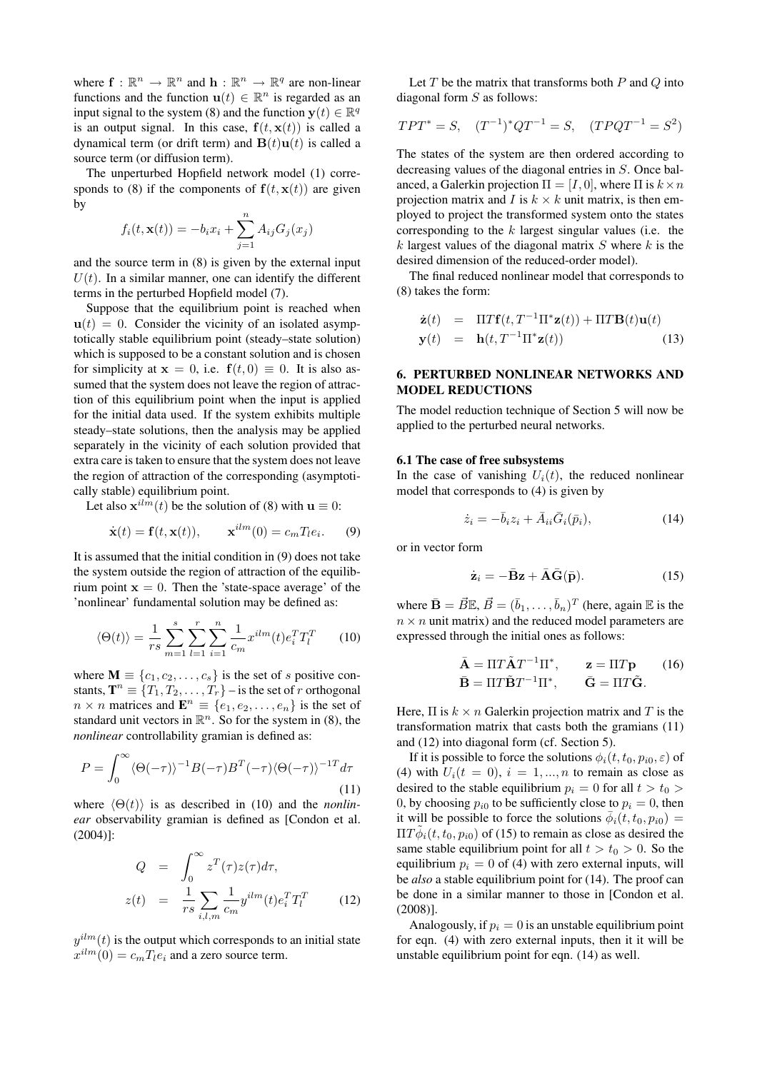where $\mathbf{f} : \mathbb{R}^n \rightarrow \mathbb{R}^n$ and $\mathbf{h} : \mathbb{R}^n \rightarrow \mathbb{R}^q$ are non-linear functions and the function $\mathbf{u}(t) \in \mathbb{R}^n$ is regarded as an input signal to the system (8) and the function $\mathbf{y}(t) \in \mathbb{R}^q$ is an output signal. In this case, $\mathbf{f}(t, \mathbf{x}(t))$ is called a dynamical term (or drift term) and $\mathbf{B}(t)\mathbf{u}(t)$ is called a source term (or diffusion term).

The unperturbed Hopfield network model (1) corresponds to (8) if the components of $\mathbf{f}(t, \mathbf{x}(t))$ are given by

$$f_i(t, \mathbf{x}(t)) = -b_i x_i + \sum_{j=1}^{n} A_{ij} G_j(x_j)$$

and the source term in (8) is given by the external input $U(t)$. In a similar manner, one can identify the different terms in the perturbed Hopfield model (7).

Suppose that the equilibrium point is reached when $\mathbf{u}(t) = 0$. Consider the vicinity of an isolated asymptotically stable equilibrium point (steady–state solution) which is supposed to be a constant solution and is chosen for simplicity at $\mathbf{x} = 0$, i.e. $\mathbf{f}(t, 0) \equiv 0$. It is also assumed that the system does not leave the region of attraction of this equilibrium point when the input is applied for the initial data used. If the system exhibits multiple steady–state solutions, then the analysis may be applied separately in the vicinity of each solution provided that extra care is taken to ensure that the system does not leave the region of attraction of the corresponding (asymptotically stable) equilibrium point.

Let also $\mathbf{x}^{ilm}(t)$ be the solution of (8) with $\mathbf{u} \equiv 0$:

$$\dot{\mathbf{x}}(t) = \mathbf{f}(t, \mathbf{x}(t)), \qquad \mathbf{x}^{ilm}(0) = c_m T_l e_i. \qquad (9)$$

It is assumed that the initial condition in (9) does not take the system outside the region of attraction of the equilibrium point $\mathbf{x} = 0$. Then the 'state-space average' of the 'nonlinear' fundamental solution may be defined as:

$$\langle \Theta(t) \rangle = \frac{1}{rs} \sum_{m=1}^{s} \sum_{l=1}^{r} \sum_{i=1}^{n} \frac{1}{c_m} x^{ilm}(t) e_i^T T_l^T \qquad (10)$$

where $\mathbf{M} \equiv \{c_1, c_2, \ldots, c_s\}$ is the set of $s$ positive constants, $\mathbf{T}^n \equiv \{T_1, T_2, \ldots, T_r\}$ – is the set of $r$ orthogonal $n \times n$ matrices and $\mathbf{E}^n \equiv \{e_1, e_2, \ldots, e_n\}$ is the set of standard unit vectors in $\mathbb{R}^n$. So for the system in (8), the *nonlinear* controllability gramian is defined as:

$$P = \int_0^\infty \langle \Theta(-\tau) \rangle^{-1} B(-\tau) B^T(-\tau) \langle \Theta(-\tau) \rangle^{-1T} d\tau \qquad (11)$$

where $\langle \Theta(t) \rangle$ is as described in (10) and the *nonlinear* observability gramian is defined as [Condon et al. (2004)]:

$$\begin{aligned} Q &= \int_0^\infty z^T(\tau) z(\tau) d\tau, \\ z(t) &= \frac{1}{rs} \sum_{i,l,m} \frac{1}{c_m} y^{ilm}(t) e_i^T T_l^T \end{aligned} \qquad (12)$$

$y^{ilm}(t)$ is the output which corresponds to an initial state $x^{ilm}(0) = c_m T_l e_i$ and a zero source term.

Let $T$ be the matrix that transforms both $P$ and $Q$ into diagonal form $S$ as follows:

$$TPT^* = S, \quad (T^{-1})^* Q T^{-1} = S, \quad (TPQT^{-1} = S^2)$$

The states of the system are then ordered according to decreasing values of the diagonal entries in $S$. Once balanced, a Galerkin projection $\Pi = [I, 0]$, where $\Pi$ is $k \times n$ projection matrix and $I$ is $k \times k$ unit matrix, is then employed to project the transformed system onto the states corresponding to the $k$ largest singular values (i.e. the $k$ largest values of the diagonal matrix $S$ where $k$ is the desired dimension of the reduced-order model).

The final reduced nonlinear model that corresponds to (8) takes the form:

$$\begin{aligned} \dot{\mathbf{z}}(t) &= \Pi T \mathbf{f}(t, T^{-1}\Pi^* \mathbf{z}(t)) + \Pi T \mathbf{B}(t)\mathbf{u}(t) \\ \mathbf{y}(t) &= \mathbf{h}(t, T^{-1}\Pi^* \mathbf{z}(t)) \end{aligned} \qquad (13)$$

## 6. PERTURBED NONLINEAR NETWORKS AND MODEL REDUCTIONS

The model reduction technique of Section 5 will now be applied to the perturbed neural networks.

### 6.1 The case of free subsystems

In the case of vanishing $U_i(t)$, the reduced nonlinear model that corresponds to (4) is given by

$$\dot{z}_i = -\bar{b}_i z_i + \bar{A}_{ii} \bar{G}_i(\bar{p}_i), \qquad (14)$$

or in vector form

$$\dot{\mathbf{z}}_i = -\bar{\mathbf{B}}\mathbf{z} + \bar{\mathbf{A}}\bar{\mathbf{G}}(\bar{\mathbf{p}}). \qquad (15)$$

where $\bar{\mathbf{B}} = \vec{B}\mathbb{E}$, $\vec{B} = (\bar{b}_1, \ldots, \bar{b}_n)^T$ (here, again $\mathbb{E}$ is the $n \times n$ unit matrix) and the reduced model parameters are expressed through the initial ones as follows:

$$\begin{aligned} \bar{\mathbf{A}} &= \Pi T \tilde{\mathbf{A}} T^{-1} \Pi^*, & \mathbf{z} &= \Pi T \mathbf{p} \\ \bar{\mathbf{B}} &= \Pi T \tilde{\mathbf{B}} T^{-1} \Pi^*, & \bar{\mathbf{G}} &= \Pi T \tilde{\mathbf{G}}. \end{aligned} \qquad (16)$$

Here, $\Pi$ is $k \times n$ Galerkin projection matrix and $T$ is the transformation matrix that casts both the gramians (11) and (12) into diagonal form (cf. Section 5).

If it is possible to force the solutions $\phi_i(t, t_0, p_{i0}, \varepsilon)$ of (4) with $U_i(t = 0)$, $i = 1, ..., n$ to remain as close as desired to the stable equilibrium $p_i = 0$ for all $t > t_0 > 0$, by choosing $p_{i0}$ to be sufficiently close to $p_i = 0$, then it will be possible to force the solutions $\tilde{\phi}_i(t, t_0, p_{i0}) = \Pi T \tilde{\phi}_i(t, t_0, p_{i0})$ of (15) to remain as close as desired the same stable equilibrium point for all $t > t_0 > 0$. So the equilibrium $p_i = 0$ of (4) with zero external inputs, will be *also* a stable equilibrium point for (14). The proof can be done in a similar manner to those in [Condon et al. (2008)].

Analogously, if $p_i = 0$ is an unstable equilibrium point for eqn. (4) with zero external inputs, then it it will be unstable equilibrium point for eqn. (14) as well.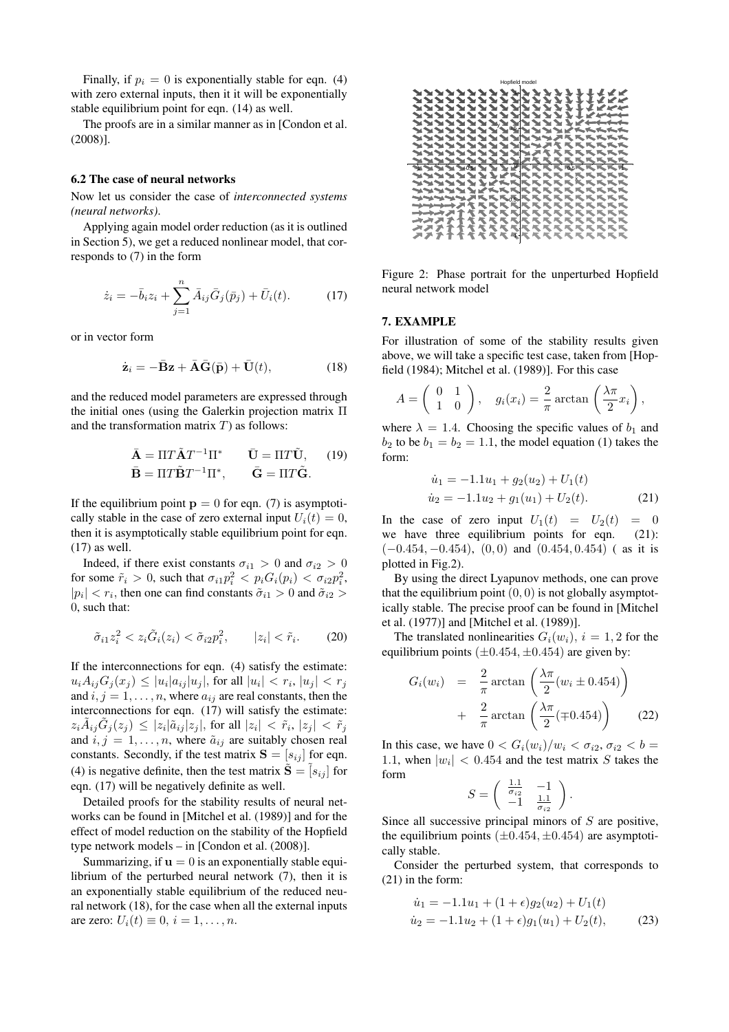Finally, if $p_i = 0$ is exponentially stable for eqn. (4) with zero external inputs, then it it will be exponentially stable equilibrium point for eqn. (14) as well.

The proofs are in a similar manner as in [Condon et al. (2008)].

### 6.2 The case of neural networks

Now let us consider the case of *interconnected systems (neural networks)*.

Applying again model order reduction (as it is outlined in Section 5), we get a reduced nonlinear model, that corresponds to (7) in the form

$$\dot{z}_i = -\bar{b}_i z_i + \sum_{j=1}^{n} \bar{A}_{ij} \bar{G}_j(\bar{p}_j) + \bar{U}_i(t). \tag{17}$$

or in vector form

$$\dot{\mathbf{z}}_i = -\bar{\mathbf{B}}\mathbf{z} + \bar{\mathbf{A}}\bar{\mathbf{G}}(\bar{\mathbf{p}}) + \bar{\mathbf{U}}(t), \tag{18}$$

and the reduced model parameters are expressed through the initial ones (using the Galerkin projection matrix $\Pi$ and the transformation matrix $T$) as follows:

$$\begin{aligned} \bar{\mathbf{A}} &= \Pi T \tilde{\mathbf{A}} T^{-1} \Pi^* \qquad \bar{\mathbf{U}} = \Pi T \tilde{\mathbf{U}}, \\ \bar{\mathbf{B}} &= \Pi T \tilde{\mathbf{B}} T^{-1} \Pi^*, \qquad \bar{\mathbf{G}} = \Pi T \tilde{\mathbf{G}}. \end{aligned} \tag{19}$$

If the equilibrium point $\mathbf{p} = 0$ for eqn. (7) is asymptotically stable in the case of zero external input $U_i(t) = 0$, then it is asymptotically stable equilibrium point for eqn. (17) as well.

Indeed, if there exist constants $\sigma_{i1} > 0$ and $\sigma_{i2} > 0$ for some $\tilde{r}_i > 0$, such that $\sigma_{i1} p_i^2 < p_i G_i(p_i) < \sigma_{i2} p_i^2$, $|p_i| < r_i$, then one can find constants $\tilde{\sigma}_{i1} > 0$ and $\tilde{\sigma}_{i2} > 0$, such that:

$$\tilde{\sigma}_{i1} z_i^2 < z_i \tilde{G}_i(z_i) < \tilde{\sigma}_{i2} p_i^2, \qquad |z_i| < \tilde{r}_i. \tag{20}$$

If the interconnections for eqn. (4) satisfy the estimate: $u_i A_{ij} G_j(x_j) \leq |u_i| a_{ij} |u_j|$, for all $|u_i| < r_i$, $|u_j| < r_j$ and $i, j = 1, \ldots, n$, where $a_{ij}$ are real constants, then the interconnections for eqn. (17) will satisfy the estimate: $z_i \tilde{A}_{ij} \tilde{G}_j(z_j) \leq |z_i| \tilde{a}_{ij} |z_j|$, for all $|z_i| < \tilde{r}_i$, $|z_j| < \tilde{r}_j$ and $i, j = 1, \ldots, n$, where $\tilde{a}_{ij}$ are suitably chosen real constants. Secondly, if the test matrix $\mathbf{S} = [s_{ij}]$ for eqn. (4) is negative definite, then the test matrix $\tilde{\mathbf{S}} = [\tilde{s}_{ij}]$ for eqn. (17) will be negatively definite as well.

Detailed proofs for the stability results of neural networks can be found in [Mitchel et al. (1989)] and for the effect of model reduction on the stability of the Hopfield type network models – in [Condon et al. (2008)].

Summarizing, if $\mathbf{u} = 0$ is an exponentially stable equilibrium of the perturbed neural network (7), then it is an exponentially stable equilibrium of the reduced neural network (18), for the case when all the external inputs are zero: $U_i(t) \equiv 0$, $i = 1, \ldots, n$.

Figure 2: Phase portrait for the unperturbed Hopfield neural network model

### 7. EXAMPLE

For illustration of some of the stability results given above, we will take a specific test case, taken from [Hopfield (1984); Mitchel et al. (1989)]. For this case

$$A = \begin{pmatrix} 0 & 1 \\ 1 & 0 \end{pmatrix}, \quad g_i(x_i) = \frac{2}{\pi} \arctan\left(\frac{\lambda \pi}{2} x_i\right),$$

where $\lambda = 1.4$. Choosing the specific values of $b_1$ and $b_2$ to be $b_1 = b_2 = 1.1$, the model equation (1) takes the form:

$$\begin{aligned} \dot{u}_1 &= -1.1 u_1 + g_2(u_2) + U_1(t) \\ \dot{u}_2 &= -1.1 u_2 + g_1(u_1) + U_2(t). \end{aligned} \tag{21}$$

In the case of zero input $U_1(t) = U_2(t) = 0$ we have three equilibrium points for eqn. (21): $(-0.454, -0.454)$, $(0, 0)$ and $(0.454, 0.454)$ ( as it is plotted in Fig.2).

By using the direct Lyapunov methods, one can prove that the equilibrium point $(0, 0)$ is not globally asymptotically stable. The precise proof can be found in [Mitchel et al. (1977)] and [Mitchel et al. (1989)].

The translated nonlinearities $G_i(w_i)$, $i = 1, 2$ for the equilibrium points $(\pm 0.454, \pm 0.454)$ are given by:

$$\begin{aligned} G_i(w_i) &= \frac{2}{\pi} \arctan\left(\frac{\lambda \pi}{2}(w_i \pm 0.454)\right) \\ &+ \frac{2}{\pi} \arctan\left(\frac{\lambda \pi}{2}(\mp 0.454)\right) \end{aligned} \tag{22}$$

In this case, we have $0 < G_i(w_i)/w_i < \sigma_{i2}$, $\sigma_{i2} < b = 1.1$, when $|w_i| < 0.454$ and the test matrix $S$ takes the form

$$S = \begin{pmatrix} \frac{1.1}{\sigma_{i2}} & -1 \\ -1 & \frac{1.1}{\sigma_{i2}} \end{pmatrix}.$$

Since all successive principal minors of $S$ are positive, the equilibrium points $(\pm 0.454, \pm 0.454)$ are asymptotically stable.

Consider the perturbed system, that corresponds to (21) in the form:

$$\begin{aligned} \dot{u}_1 &= -1.1 u_1 + (1 + \epsilon) g_2(u_2) + U_1(t) \\ \dot{u}_2 &= -1.1 u_2 + (1 + \epsilon) g_1(u_1) + U_2(t), \end{aligned} \tag{23}$$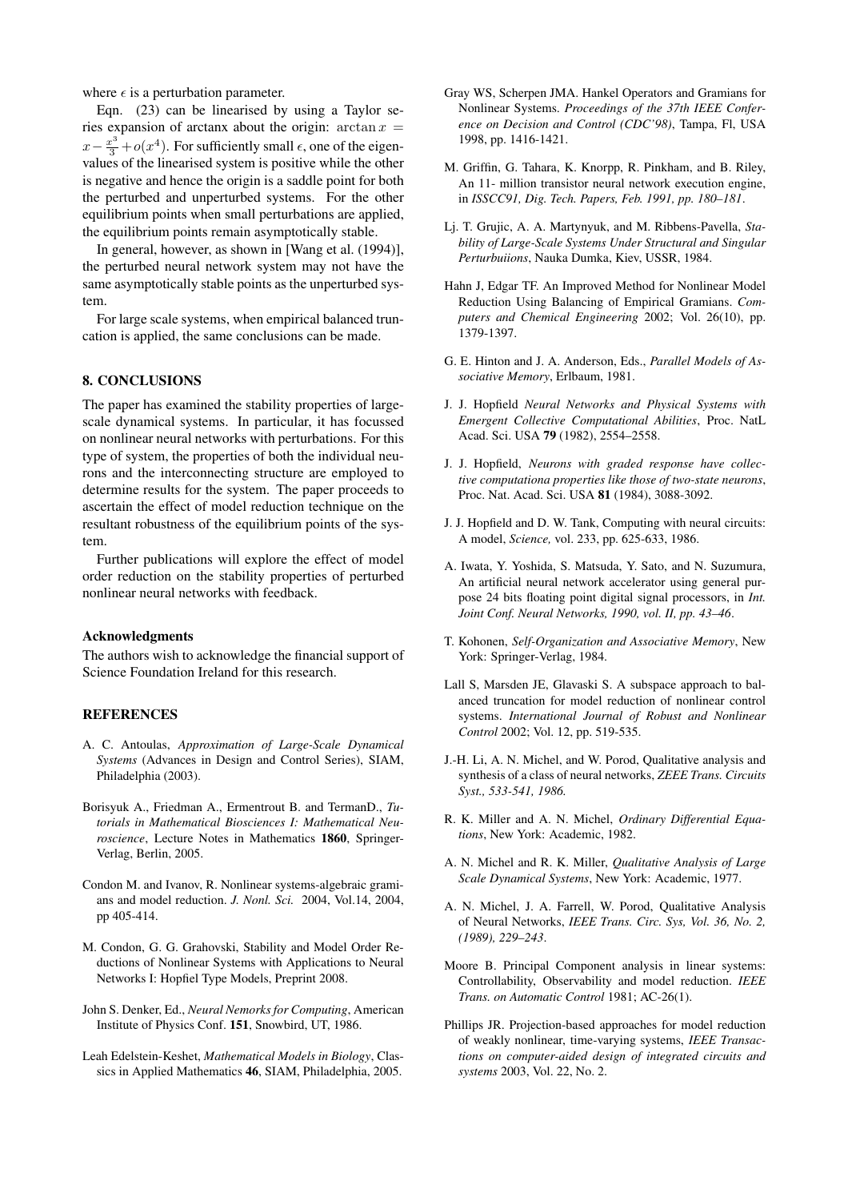where $\epsilon$ is a perturbation parameter.

Eqn. (23) can be linearised by using a Taylor series expansion of arctanx about the origin: $\arctan x = x - \frac{x^3}{3} + o(x^4)$. For sufficiently small $\epsilon$, one of the eigenvalues of the linearised system is positive while the other is negative and hence the origin is a saddle point for both the perturbed and unperturbed systems. For the other equilibrium points when small perturbations are applied, the equilibrium points remain asymptotically stable.

In general, however, as shown in [Wang et al. (1994)], the perturbed neural network system may not have the same asymptotically stable points as the unperturbed system.

For large scale systems, when empirical balanced truncation is applied, the same conclusions can be made.

## 8. CONCLUSIONS

The paper has examined the stability properties of large-scale dynamical systems. In particular, it has focussed on nonlinear neural networks with perturbations. For this type of system, the properties of both the individual neurons and the interconnecting structure are employed to determine results for the system. The paper proceeds to ascertain the effect of model reduction technique on the resultant robustness of the equilibrium points of the system.

Further publications will explore the effect of model order reduction on the stability properties of perturbed nonlinear neural networks with feedback.

### Acknowledgments

The authors wish to acknowledge the financial support of Science Foundation Ireland for this research.

## REFERENCES

A. C. Antoulas, *Approximation of Large-Scale Dynamical Systems* (Advances in Design and Control Series), SIAM, Philadelphia (2003).

Borisyuk A., Friedman A., Ermentrout B. and TermanD., *Tutorials in Mathematical Biosciences I: Mathematical Neuroscience*, Lecture Notes in Mathematics **1860**, Springer-Verlag, Berlin, 2005.

Condon M. and Ivanov, R. Nonlinear systems-algebraic gramians and model reduction. *J. Nonl. Sci.* 2004, Vol.14, 2004, pp 405-414.

M. Condon, G. G. Grahovski, Stability and Model Order Reductions of Nonlinear Systems with Applications to Neural Networks I: Hopfiel Type Models, Preprint 2008.

John S. Denker, Ed., *Neural Nemorks for Computing*, American Institute of Physics Conf. **151**, Snowbird, UT, 1986.

Leah Edelstein-Keshet, *Mathematical Models in Biology*, Classics in Applied Mathematics **46**, SIAM, Philadelphia, 2005.

Gray WS, Scherpen JMA. Hankel Operators and Gramians for Nonlinear Systems. *Proceedings of the 37th IEEE Conference on Decision and Control (CDC'98)*, Tampa, Fl, USA 1998, pp. 1416-1421.

M. Griffin, G. Tahara, K. Knorpp, R. Pinkham, and B. Riley, An 11- million transistor neural network execution engine, in *ISSCC91, Dig. Tech. Papers, Feb. 1991, pp. 180–181*.

Lj. T. Grujic, A. A. Martynyuk, and M. Ribbens-Pavella, *Stability of Large-Scale Systems Under Structural and Singular Perturbuiions*, Nauka Dumka, Kiev, USSR, 1984.

Hahn J, Edgar TF. An Improved Method for Nonlinear Model Reduction Using Balancing of Empirical Gramians. *Computers and Chemical Engineering* 2002; Vol. 26(10), pp. 1379-1397.

G. E. Hinton and J. A. Anderson, Eds., *Parallel Models of Associative Memory*, Erlbaum, 1981.

J. J. Hopfield *Neural Networks and Physical Systems with Emergent Collective Computational Abilities*, Proc. NatL Acad. Sci. USA **79** (1982), 2554–2558.

J. J. Hopfield, *Neurons with graded response have collective computationa properties like those of two-state neurons*, Proc. Nat. Acad. Sci. USA **81** (1984), 3088-3092.

J. J. Hopfield and D. W. Tank, Computing with neural circuits: A model, *Science,* vol. 233, pp. 625-633, 1986.

A. Iwata, Y. Yoshida, S. Matsuda, Y. Sato, and N. Suzumura, An artificial neural network accelerator using general purpose 24 bits floating point digital signal processors, in *Int. Joint Conf. Neural Networks, 1990, vol. II, pp. 43–46*.

T. Kohonen, *Self-Organization and Associative Memory*, New York: Springer-Verlag, 1984.

Lall S, Marsden JE, Glavaski S. A subspace approach to balanced truncation for model reduction of nonlinear control systems. *International Journal of Robust and Nonlinear Control* 2002; Vol. 12, pp. 519-535.

J.-H. Li, A. N. Michel, and W. Porod, Qualitative analysis and synthesis of a class of neural networks, *ZEEE Trans. Circuits Syst., 533-541, 1986.*

R. K. Miller and A. N. Michel, *Ordinary Differential Equations*, New York: Academic, 1982.

A. N. Michel and R. K. Miller, *Qualitative Analysis of Large Scale Dynamical Systems*, New York: Academic, 1977.

A. N. Michel, J. A. Farrell, W. Porod, Qualitative Analysis of Neural Networks, *IEEE Trans. Circ. Sys, Vol. 36, No. 2, (1989), 229–243*.

Moore B. Principal Component analysis in linear systems: Controllability, Observability and model reduction. *IEEE Trans. on Automatic Control* 1981; AC-26(1).

Phillips JR. Projection-based approaches for model reduction of weakly nonlinear, time-varying systems, *IEEE Transactions on computer-aided design of integrated circuits and systems* 2003, Vol. 22, No. 2.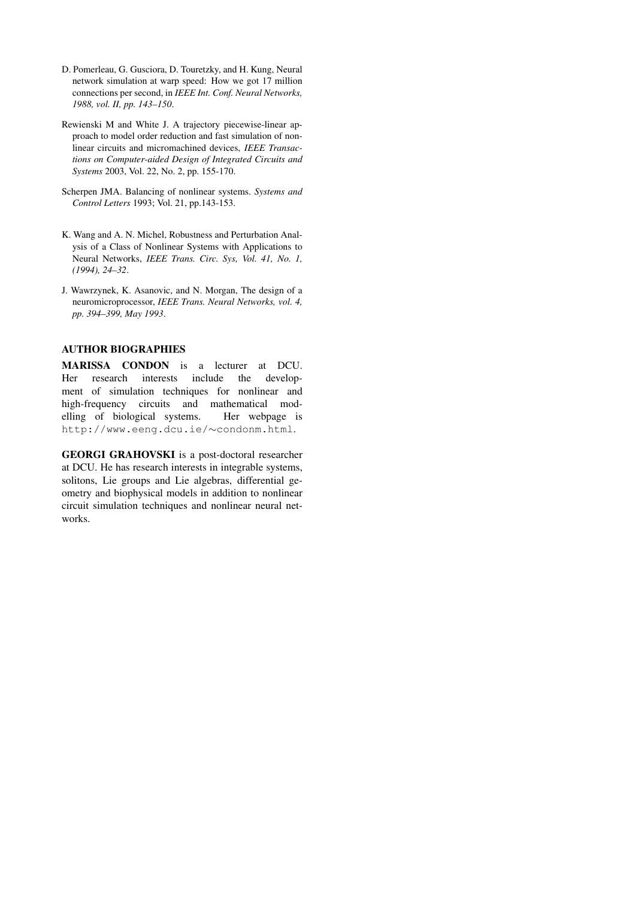D. Pomerleau, G. Gusciora, D. Touretzky, and H. Kung, Neural network simulation at warp speed: How we got 17 million connections per second, in *IEEE Int. Conf. Neural Networks, 1988, vol. II, pp. 143–150*.

Rewienski M and White J. A trajectory piecewise-linear approach to model order reduction and fast simulation of nonlinear circuits and micromachined devices, *IEEE Transactions on Computer-aided Design of Integrated Circuits and Systems* 2003, Vol. 22, No. 2, pp. 155-170.

Scherpen JMA. Balancing of nonlinear systems. *Systems and Control Letters* 1993; Vol. 21, pp.143-153.

K. Wang and A. N. Michel, Robustness and Perturbation Analysis of a Class of Nonlinear Systems with Applications to Neural Networks, *IEEE Trans. Circ. Sys, Vol. 41, No. 1, (1994), 24–32*.

J. Wawrzynek, K. Asanovic, and N. Morgan, The design of a neuromicroprocessor, *IEEE Trans. Neural Networks, vol. 4, pp. 394–399, May 1993*.

## AUTHOR BIOGRAPHIES

**MARISSA CONDON** is a lecturer at DCU. Her research interests include the development of simulation techniques for nonlinear and high-frequency circuits and mathematical modelling of biological systems. Her webpage is http://www.eeng.dcu.ie/∼condonm.html.

**GEORGI GRAHOVSKI** is a post-doctoral researcher at DCU. He has research interests in integrable systems, solitons, Lie groups and Lie algebras, differential geometry and biophysical models in addition to nonlinear circuit simulation techniques and nonlinear neural networks.